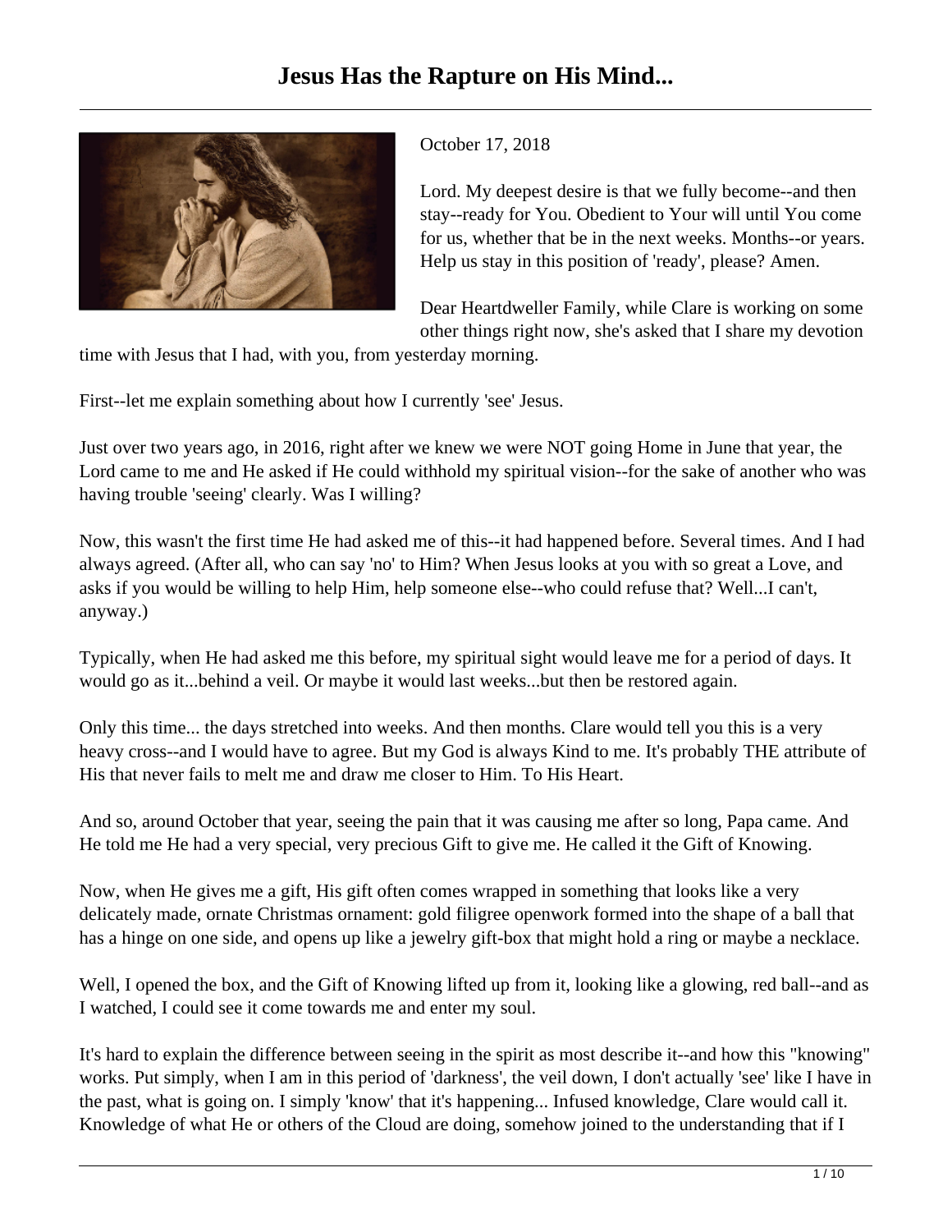# Jesus Has the Rapture on His Mind...

October 17, 2018

Lord. My deepest desire is that we fully become--and then stay--ready for You. Obedient to Your will until You come for us, whether that be in the next weeks. Months--or years. Help us stay in this position of 'ready', please? Amen.

Dear Heartdweller Family, while Clare is working on some other things right now, she's asked that I share my devotion time with Jesus that I had, with you, from yesterday morning.

First--let me explain something about how I currently 'see' Jesus.

Just over two years ago, in 2016, right after we knew we were NOT going Home in June that year, the Lord came to me and He asked if He could withhold my spiritual vision--for the sake of another who was having trouble 'seeing' clearly. Was I willing?

Now, this wasn't the first time He had asked me of this--it had happened before. Several times. And I had always agreed. (After all, who can say 'no' to Him? When Jesus looks at you with so great a Love, and asks if you would be willing to help Him, help someone else--who could refuse that? Well...I can't, anyway.)

Typically, when He had asked me this before, my spiritual sight would leave me for a period of days. It would go as it...behind a veil. Or maybe it would last weeks...but then be restored again.

Only this time... the days stretched into weeks. And then months. Clare would tell you this is a very heavy cross--and I would have to agree. But my God is always Kind to me. It's probably THE attribute of His that never fails to melt me and draw me closer to Him. To His Heart.

And so, around October that year, seeing the pain that it was causing me after so long, Papa came. And He told me He had a very special, very precious Gift to give me. He called it the Gift of Knowing.

Now, when He gives me a gift, His gift often comes wrapped in something that looks like a very delicately made, ornate Christmas ornament: gold filigree openwork formed into the shape of a ball that has a hinge on one side, and opens up like a jewelry gift-box that might hold a ring or maybe a necklace.

Well, I opened the box, and the Gift of Knowing lifted up from it, looking like a glowing, red ball--and as I watched, I could see it come towards me and enter my soul.

It's hard to explain the difference between seeing in the spirit as most describe it--and how this "knowing" works. Put simply, when I am in this period of 'darkness', the veil down, I don't actually 'see' like I have in the past, what is going on. I simply 'know' that it's happening... Infused knowledge, Clare would call it. Knowledge of what He or others of the Cloud are doing, somehow joined to the understanding that if I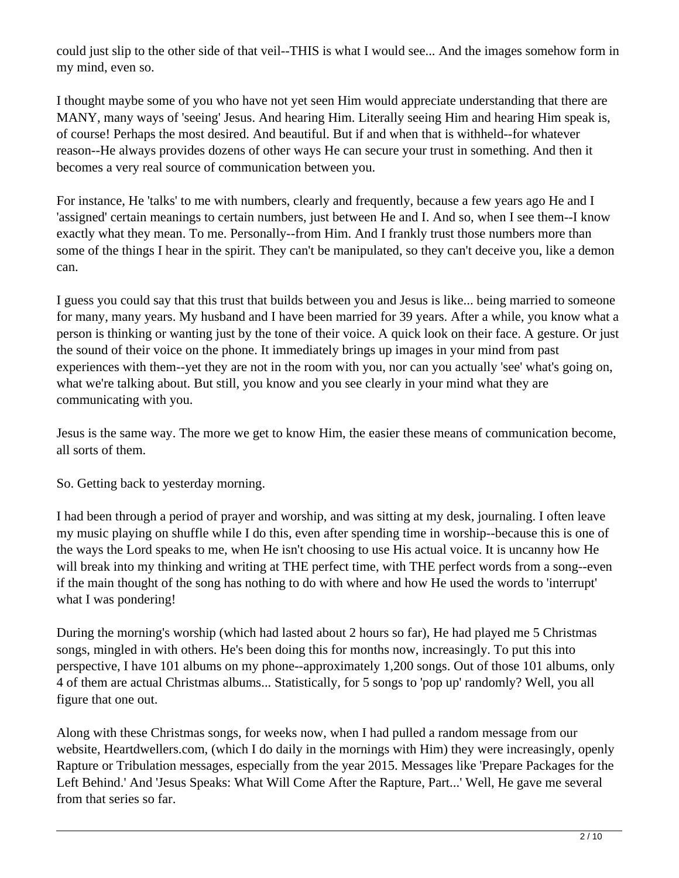could just slip to the other side of that veil--THIS is what I would see... And the images somehow form in my mind, even so.

I thought maybe some of you who have not yet seen Him would appreciate understanding that there are MANY, many ways of 'seeing' Jesus. And hearing Him. Literally seeing Him and hearing Him speak is, of course! Perhaps the most desired. And beautiful. But if and when that is withheld--for whatever reason--He always provides dozens of other ways He can secure your trust in something. And then it becomes a very real source of communication between you.

For instance, He 'talks' to me with numbers, clearly and frequently, because a few years ago He and I 'assigned' certain meanings to certain numbers, just between He and I. And so, when I see them--I know exactly what they mean. To me. Personally--from Him. And I frankly trust those numbers more than some of the things I hear in the spirit. They can't be manipulated, so they can't deceive you, like a demon can.

I guess you could say that this trust that builds between you and Jesus is like... being married to someone for many, many years. My husband and I have been married for 39 years. After a while, you know what a person is thinking or wanting just by the tone of their voice. A quick look on their face. A gesture. Or just the sound of their voice on the phone. It immediately brings up images in your mind from past experiences with them--yet they are not in the room with you, nor can you actually 'see' what's going on, what we're talking about. But still, you know and you see clearly in your mind what they are communicating with you.

Jesus is the same way. The more we get to know Him, the easier these means of communication become, all sorts of them.

So. Getting back to yesterday morning.

I had been through a period of prayer and worship, and was sitting at my desk, journaling. I often leave my music playing on shuffle while I do this, even after spending time in worship--because this is one of the ways the Lord speaks to me, when He isn't choosing to use His actual voice. It is uncanny how He will break into my thinking and writing at THE perfect time, with THE perfect words from a song--even if the main thought of the song has nothing to do with where and how He used the words to 'interrupt' what I was pondering!

During the morning's worship (which had lasted about 2 hours so far), He had played me 5 Christmas songs, mingled in with others. He's been doing this for months now, increasingly. To put this into perspective, I have 101 albums on my phone--approximately 1,200 songs. Out of those 101 albums, only 4 of them are actual Christmas albums... Statistically, for 5 songs to 'pop up' randomly? Well, you all figure that one out.

Along with these Christmas songs, for weeks now, when I had pulled a random message from our website, Heartdwellers.com, (which I do daily in the mornings with Him) they were increasingly, openly Rapture or Tribulation messages, especially from the year 2015. Messages like 'Prepare Packages for the Left Behind.' And 'Jesus Speaks: What Will Come After the Rapture, Part...' Well, He gave me several from that series so far.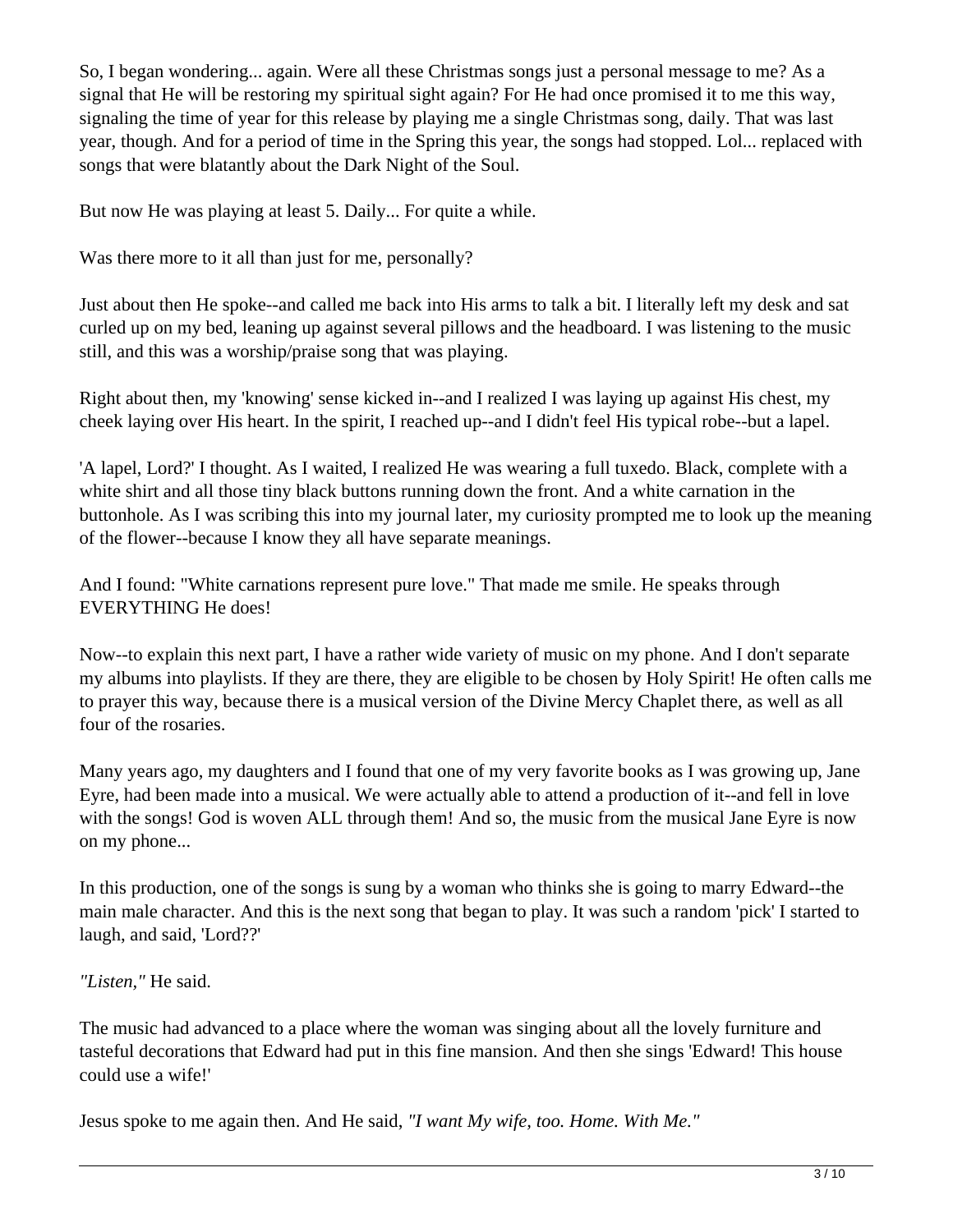So, I began wondering... again. Were all these Christmas songs just a personal message to me? As a signal that He will be restoring my spiritual sight again? For He had once promised it to me this way, signaling the time of year for this release by playing me a single Christmas song, daily. That was last year, though. And for a period of time in the Spring this year, the songs had stopped. Lol... replaced with songs that were blatantly about the Dark Night of the Soul.

But now He was playing at least 5. Daily... For quite a while.

Was there more to it all than just for me, personally?

Just about then He spoke--and called me back into His arms to talk a bit. I literally left my desk and sat curled up on my bed, leaning up against several pillows and the headboard. I was listening to the music still, and this was a worship/praise song that was playing.

Right about then, my 'knowing' sense kicked in--and I realized I was laying up against His chest, my cheek laying over His heart. In the spirit, I reached up--and I didn't feel His typical robe--but a lapel.

'A lapel, Lord?' I thought. As I waited, I realized He was wearing a full tuxedo. Black, complete with a white shirt and all those tiny black buttons running down the front. And a white carnation in the buttonhole. As I was scribing this into my journal later, my curiosity prompted me to look up the meaning of the flower--because I know they all have separate meanings.

And I found: "White carnations represent pure love." That made me smile. He speaks through EVERYTHING He does!

Now--to explain this next part, I have a rather wide variety of music on my phone. And I don't separate my albums into playlists. If they are there, they are eligible to be chosen by Holy Spirit! He often calls me to prayer this way, because there is a musical version of the Divine Mercy Chaplet there, as well as all four of the rosaries.

Many years ago, my daughters and I found that one of my very favorite books as I was growing up, Jane Eyre, had been made into a musical. We were actually able to attend a production of it--and fell in love with the songs! God is woven ALL through them! And so, the music from the musical Jane Eyre is now on my phone...

In this production, one of the songs is sung by a woman who thinks she is going to marry Edward--the main male character. And this is the next song that began to play. It was such a random 'pick' I started to laugh, and said, 'Lord??'

*"Listen,"* He said.

The music had advanced to a place where the woman was singing about all the lovely furniture and tasteful decorations that Edward had put in this fine mansion. And then she sings 'Edward! This house could use a wife!'

Jesus spoke to me again then. And He said, *"I want My wife, too. Home. With Me."*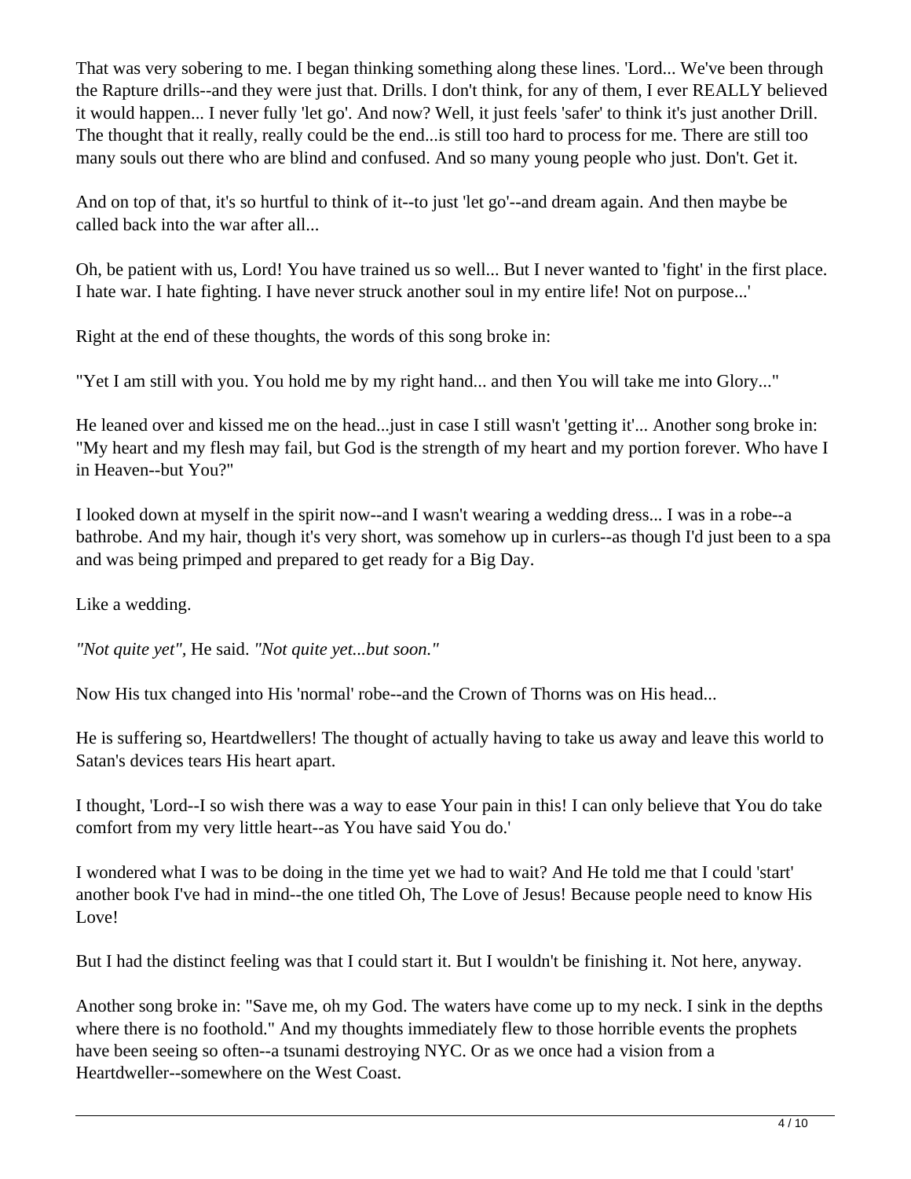That was very sobering to me. I began thinking something along these lines. 'Lord... We've been through the Rapture drills--and they were just that. Drills. I don't think, for any of them, I ever REALLY believed it would happen... I never fully 'let go'. And now? Well, it just feels 'safer' to think it's just another Drill. The thought that it really, really could be the end...is still too hard to process for me. There are still too many souls out there who are blind and confused. And so many young people who just. Don't. Get it.

And on top of that, it's so hurtful to think of it--to just 'let go'--and dream again. And then maybe be called back into the war after all...

Oh, be patient with us, Lord! You have trained us so well... But I never wanted to 'fight' in the first place. I hate war. I hate fighting. I have never struck another soul in my entire life! Not on purpose...'

Right at the end of these thoughts, the words of this song broke in:

"Yet I am still with you. You hold me by my right hand... and then You will take me into Glory..."

He leaned over and kissed me on the head...just in case I still wasn't 'getting it'... Another song broke in: "My heart and my flesh may fail, but God is the strength of my heart and my portion forever. Who have I in Heaven--but You?"

I looked down at myself in the spirit now--and I wasn't wearing a wedding dress... I was in a robe--a bathrobe. And my hair, though it's very short, was somehow up in curlers--as though I'd just been to a spa and was being primped and prepared to get ready for a Big Day.

Like a wedding.

*"Not quite yet"*, He said. *"Not quite yet...but soon."*

Now His tux changed into His 'normal' robe--and the Crown of Thorns was on His head...

He is suffering so, Heartdwellers! The thought of actually having to take us away and leave this world to Satan's devices tears His heart apart.

I thought, 'Lord--I so wish there was a way to ease Your pain in this! I can only believe that You do take comfort from my very little heart--as You have said You do.'

I wondered what I was to be doing in the time yet we had to wait? And He told me that I could 'start' another book I've had in mind--the one titled Oh, The Love of Jesus! Because people need to know His Love!

But I had the distinct feeling was that I could start it. But I wouldn't be finishing it. Not here, anyway.

Another song broke in: "Save me, oh my God. The waters have come up to my neck. I sink in the depths where there is no foothold." And my thoughts immediately flew to those horrible events the prophets have been seeing so often--a tsunami destroying NYC. Or as we once had a vision from a Heartdweller--somewhere on the West Coast.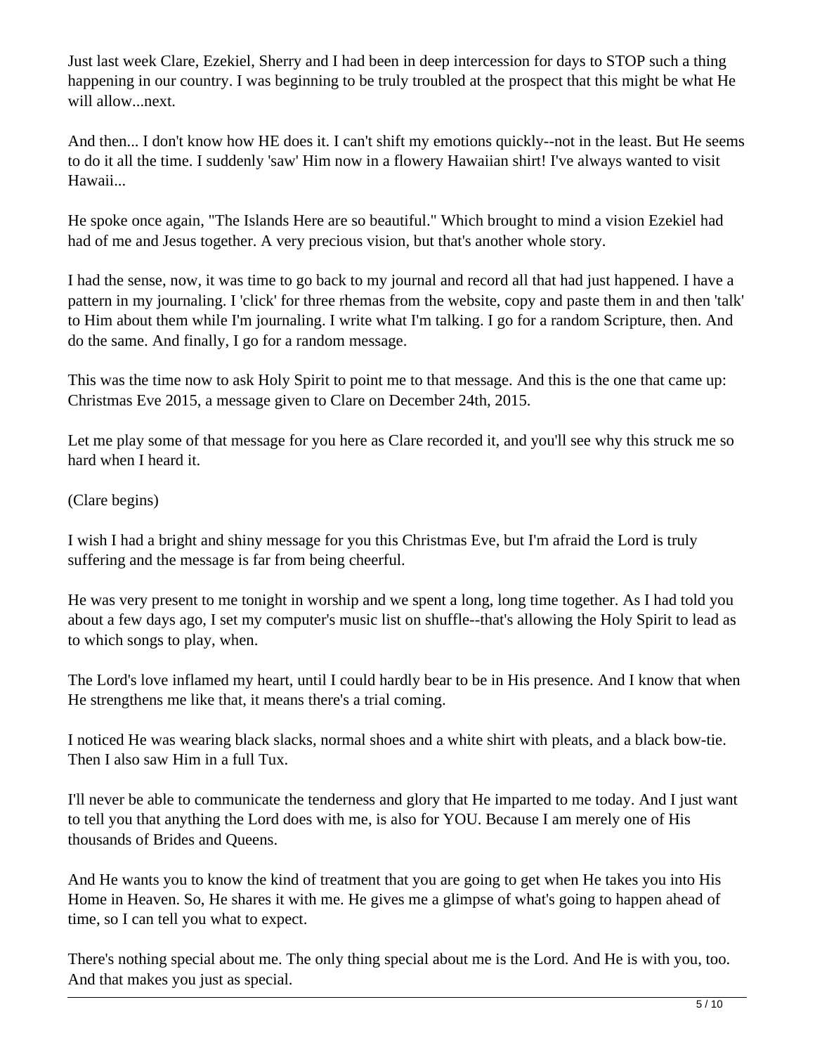Just last week Clare, Ezekiel, Sherry and I had been in deep intercession for days to STOP such a thing happening in our country. I was beginning to be truly troubled at the prospect that this might be what He will allow...next.

And then... I don't know how HE does it. I can't shift my emotions quickly--not in the least. But He seems to do it all the time. I suddenly 'saw' Him now in a flowery Hawaiian shirt! I've always wanted to visit Hawaii...

He spoke once again, "The Islands Here are so beautiful." Which brought to mind a vision Ezekiel had had of me and Jesus together. A very precious vision, but that's another whole story.

I had the sense, now, it was time to go back to my journal and record all that had just happened. I have a pattern in my journaling. I 'click' for three rhemas from the website, copy and paste them in and then 'talk' to Him about them while I'm journaling. I write what I'm talking. I go for a random Scripture, then. And do the same. And finally, I go for a random message.

This was the time now to ask Holy Spirit to point me to that message. And this is the one that came up: Christmas Eve 2015, a message given to Clare on December 24th, 2015.

Let me play some of that message for you here as Clare recorded it, and you'll see why this struck me so hard when I heard it.

(Clare begins)

I wish I had a bright and shiny message for you this Christmas Eve, but I'm afraid the Lord is truly suffering and the message is far from being cheerful.

He was very present to me tonight in worship and we spent a long, long time together. As I had told you about a few days ago, I set my computer's music list on shuffle--that's allowing the Holy Spirit to lead as to which songs to play, when.

The Lord's love inflamed my heart, until I could hardly bear to be in His presence. And I know that when He strengthens me like that, it means there's a trial coming.

I noticed He was wearing black slacks, normal shoes and a white shirt with pleats, and a black bow-tie. Then I also saw Him in a full Tux.

I'll never be able to communicate the tenderness and glory that He imparted to me today. And I just want to tell you that anything the Lord does with me, is also for YOU. Because I am merely one of His thousands of Brides and Queens.

And He wants you to know the kind of treatment that you are going to get when He takes you into His Home in Heaven. So, He shares it with me. He gives me a glimpse of what's going to happen ahead of time, so I can tell you what to expect.

There's nothing special about me. The only thing special about me is the Lord. And He is with you, too. And that makes you just as special.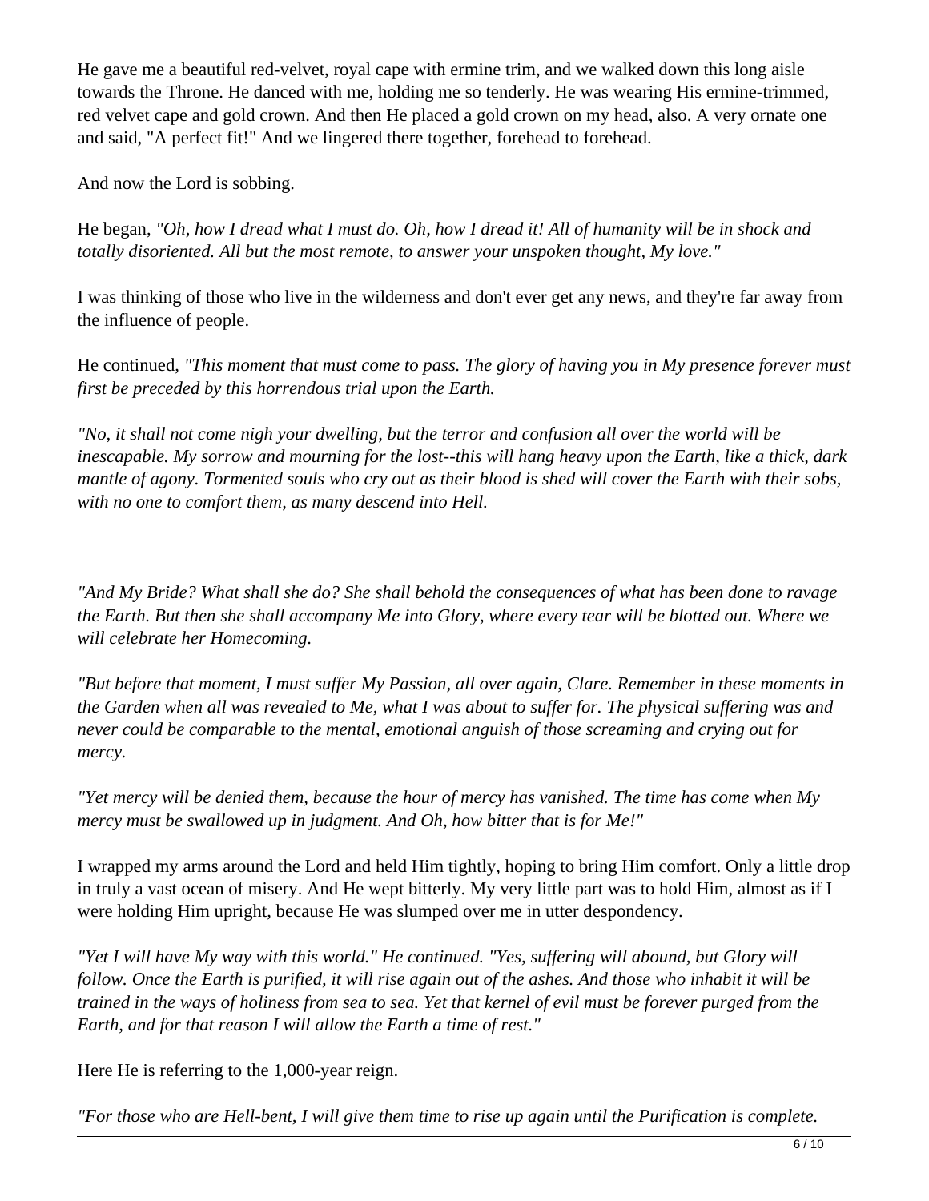He gave me a beautiful red-velvet, royal cape with ermine trim, and we walked down this long aisle towards the Throne. He danced with me, holding me so tenderly. He was wearing His ermine-trimmed, red velvet cape and gold crown. And then He placed a gold crown on my head, also. A very ornate one and said, "A perfect fit!" And we lingered there together, forehead to forehead.

And now the Lord is sobbing.

He began, *"Oh, how I dread what I must do. Oh, how I dread it! All of humanity will be in shock and totally disoriented. All but the most remote, to answer your unspoken thought, My love."*

I was thinking of those who live in the wilderness and don't ever get any news, and they're far away from the influence of people.

He continued, *"This moment that must come to pass. The glory of having you in My presence forever must first be preceded by this horrendous trial upon the Earth.*

*"No, it shall not come nigh your dwelling, but the terror and confusion all over the world will be inescapable. My sorrow and mourning for the lost--this will hang heavy upon the Earth, like a thick, dark mantle of agony. Tormented souls who cry out as their blood is shed will cover the Earth with their sobs, with no one to comfort them, as many descend into Hell.*

*"And My Bride? What shall she do? She shall behold the consequences of what has been done to ravage the Earth. But then she shall accompany Me into Glory, where every tear will be blotted out. Where we will celebrate her Homecoming.*

*"But before that moment, I must suffer My Passion, all over again, Clare. Remember in these moments in the Garden when all was revealed to Me, what I was about to suffer for. The physical suffering was and never could be comparable to the mental, emotional anguish of those screaming and crying out for mercy.*

*"Yet mercy will be denied them, because the hour of mercy has vanished. The time has come when My mercy must be swallowed up in judgment. And Oh, how bitter that is for Me!"*

I wrapped my arms around the Lord and held Him tightly, hoping to bring Him comfort. Only a little drop in truly a vast ocean of misery. And He wept bitterly. My very little part was to hold Him, almost as if I were holding Him upright, because He was slumped over me in utter despondency.

*"Yet I will have My way with this world." He continued. "Yes, suffering will abound, but Glory will follow. Once the Earth is purified, it will rise again out of the ashes. And those who inhabit it will be trained in the ways of holiness from sea to sea. Yet that kernel of evil must be forever purged from the Earth, and for that reason I will allow the Earth a time of rest."*

Here He is referring to the 1,000-year reign.

*"For those who are Hell-bent, I will give them time to rise up again until the Purification is complete.*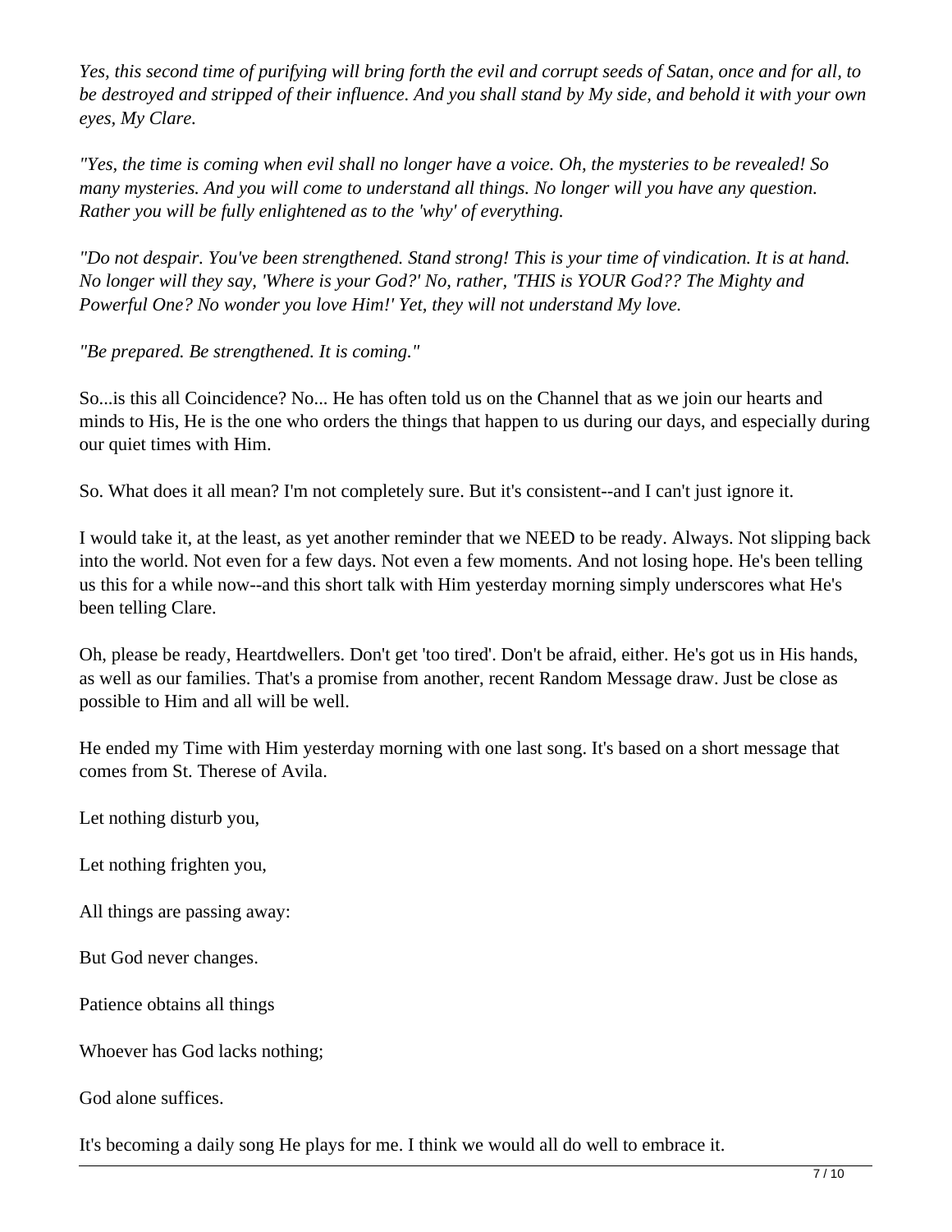*Yes, this second time of purifying will bring forth the evil and corrupt seeds of Satan, once and for all, to be destroyed and stripped of their influence. And you shall stand by My side, and behold it with your own eyes, My Clare.*

*"Yes, the time is coming when evil shall no longer have a voice. Oh, the mysteries to be revealed! So many mysteries. And you will come to understand all things. No longer will you have any question. Rather you will be fully enlightened as to the 'why' of everything.*

*"Do not despair. You've been strengthened. Stand strong! This is your time of vindication. It is at hand. No longer will they say, 'Where is your God?' No, rather, 'THIS is YOUR God?? The Mighty and Powerful One? No wonder you love Him!' Yet, they will not understand My love.*

*"Be prepared. Be strengthened. It is coming."*

So...is this all Coincidence? No... He has often told us on the Channel that as we join our hearts and minds to His, He is the one who orders the things that happen to us during our days, and especially during our quiet times with Him.

So. What does it all mean? I'm not completely sure. But it's consistent--and I can't just ignore it.

I would take it, at the least, as yet another reminder that we NEED to be ready. Always. Not slipping back into the world. Not even for a few days. Not even a few moments. And not losing hope. He's been telling us this for a while now--and this short talk with Him yesterday morning simply underscores what He's been telling Clare.

Oh, please be ready, Heartdwellers. Don't get 'too tired'. Don't be afraid, either. He's got us in His hands, as well as our families. That's a promise from another, recent Random Message draw. Just be close as possible to Him and all will be well.

He ended my Time with Him yesterday morning with one last song. It's based on a short message that comes from St. Therese of Avila.

Let nothing disturb you,

Let nothing frighten you,

All things are passing away:

But God never changes.

Patience obtains all things

Whoever has God lacks nothing;

God alone suffices.

It's becoming a daily song He plays for me. I think we would all do well to embrace it.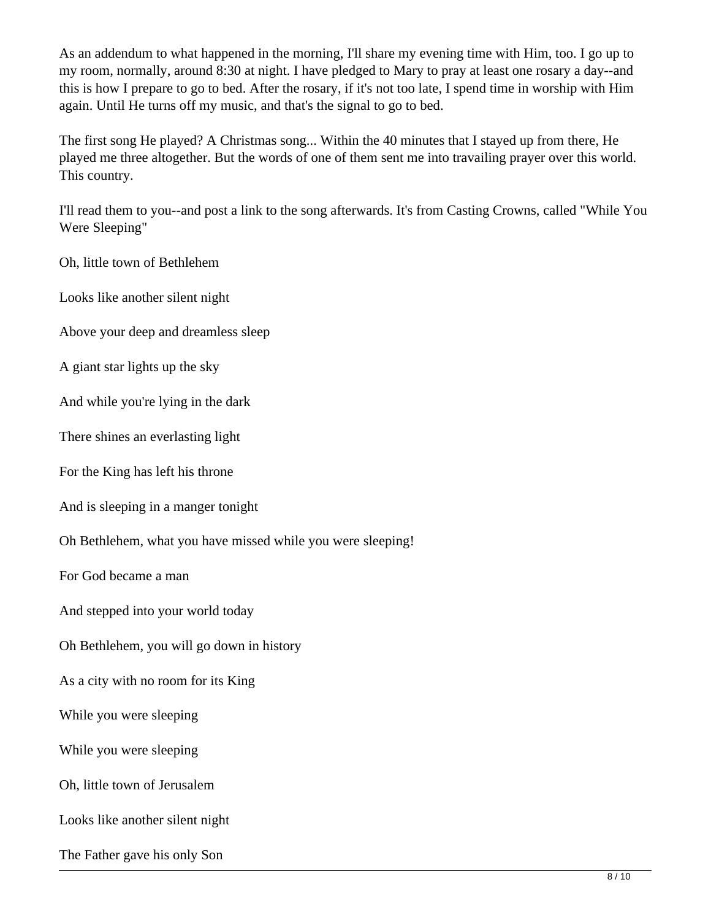As an addendum to what happened in the morning, I'll share my evening time with Him, too. I go up to my room, normally, around 8:30 at night. I have pledged to Mary to pray at least one rosary a day--and this is how I prepare to go to bed. After the rosary, if it's not too late, I spend time in worship with Him again. Until He turns off my music, and that's the signal to go to bed.

The first song He played? A Christmas song... Within the 40 minutes that I stayed up from there, He played me three altogether. But the words of one of them sent me into travailing prayer over this world. This country.

I'll read them to you--and post a link to the song afterwards. It's from Casting Crowns, called "While You Were Sleeping"

Oh, little town of Bethlehem

Looks like another silent night

Above your deep and dreamless sleep

A giant star lights up the sky

And while you're lying in the dark

There shines an everlasting light

For the King has left his throne

And is sleeping in a manger tonight

Oh Bethlehem, what you have missed while you were sleeping!

For God became a man

And stepped into your world today

Oh Bethlehem, you will go down in history

As a city with no room for its King

While you were sleeping

While you were sleeping

Oh, little town of Jerusalem

Looks like another silent night

The Father gave his only Son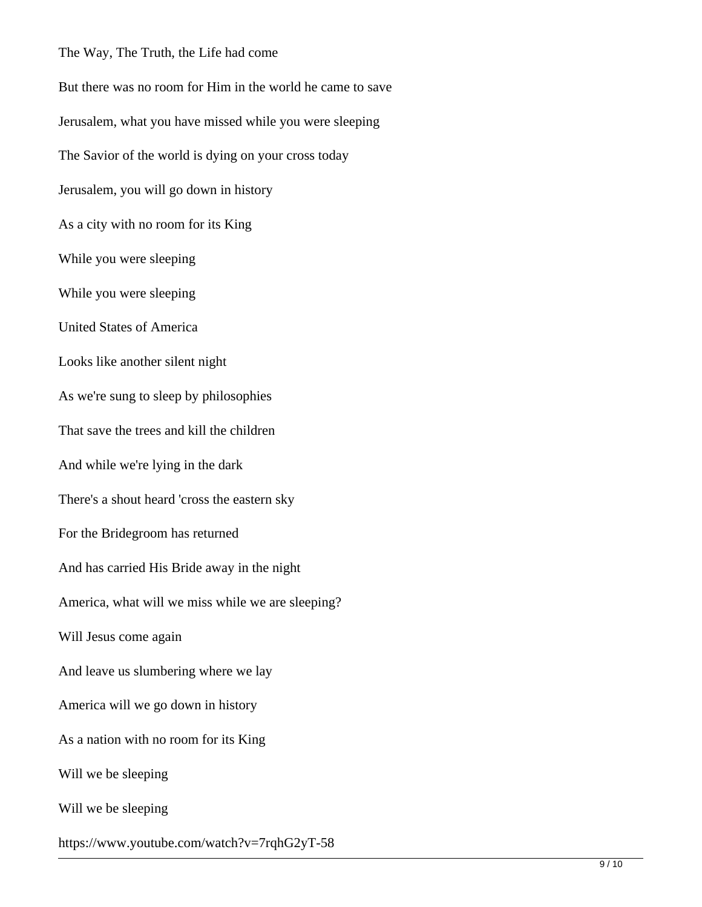The Way, The Truth, the Life had come

But there was no room for Him in the world he came to save

Jerusalem, what you have missed while you were sleeping

The Savior of the world is dying on your cross today

Jerusalem, you will go down in history

As a city with no room for its King

While you were sleeping

While you were sleeping

United States of America

Looks like another silent night

As we're sung to sleep by philosophies

That save the trees and kill the children

And while we're lying in the dark

There's a shout heard 'cross the eastern sky

For the Bridegroom has returned

And has carried His Bride away in the night

America, what will we miss while we are sleeping?

Will Jesus come again

And leave us slumbering where we lay

America will we go down in history

As a nation with no room for its King

Will we be sleeping

Will we be sleeping

https://www.youtube.com/watch?v=7rqhG2yT-58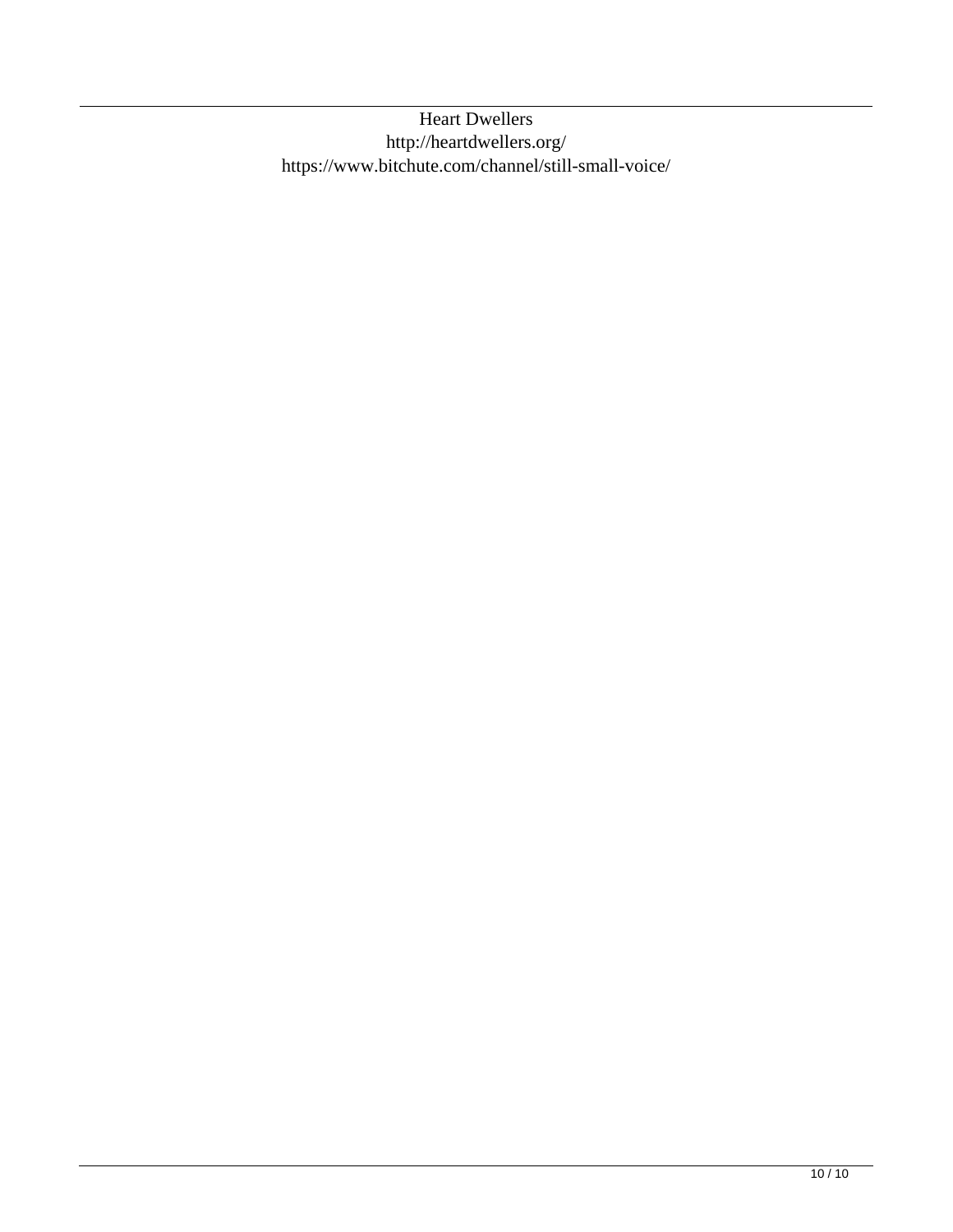Heart Dwellers
http://heartdwellers.org/
https://www.bitchute.com/channel/still-small-voice/